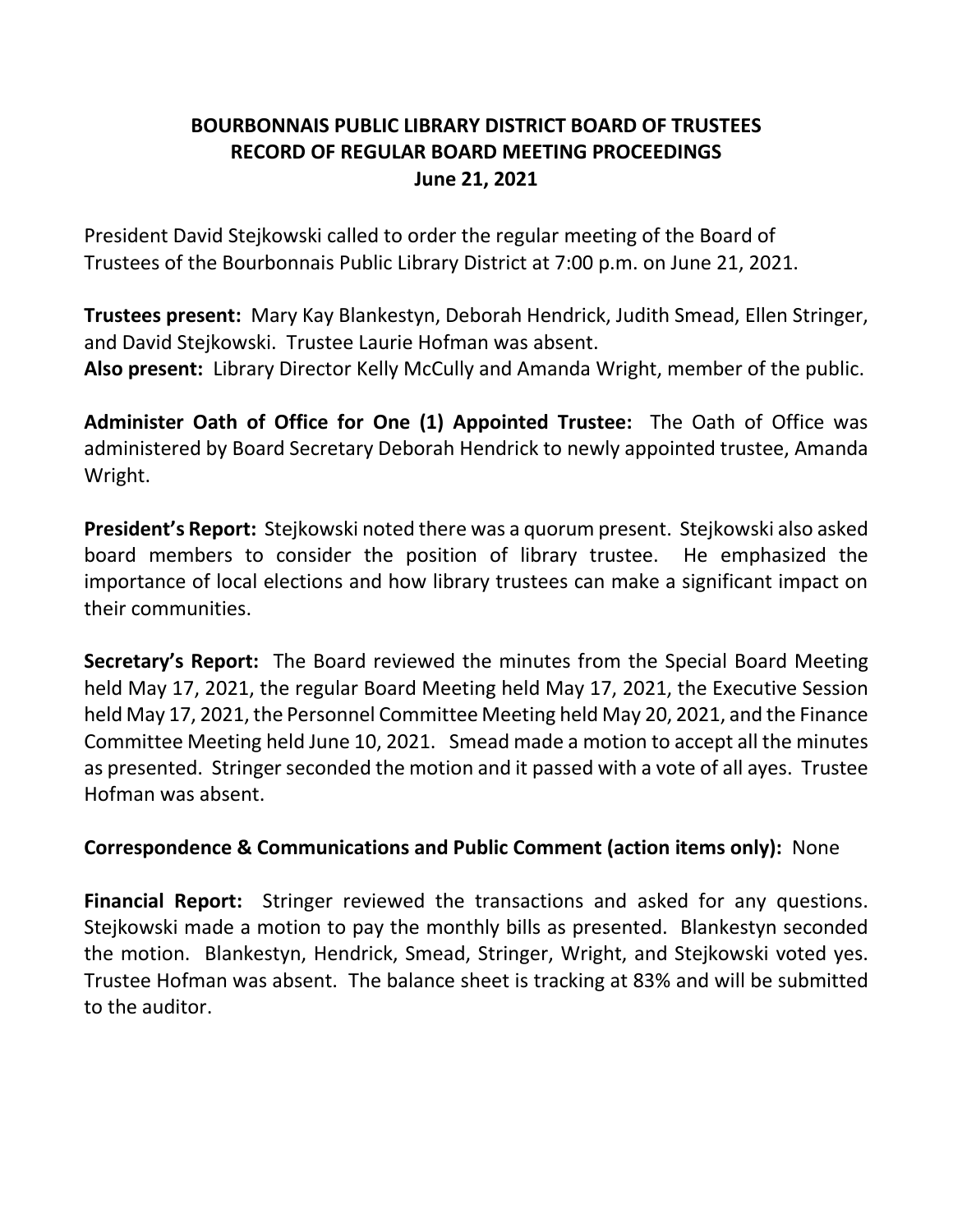# BOURBONNAIS PUBLIC LIBRARY DISTRICT BOARD OF TRUSTEES
## RECORD OF REGULAR BOARD MEETING PROCEEDINGS
### June 21, 2021

President David Stejkowski called to order the regular meeting of the Board of Trustees of the Bourbonnais Public Library District at 7:00 p.m. on June 21, 2021.

**Trustees present:** Mary Kay Blankestyn, Deborah Hendrick, Judith Smead, Ellen Stringer, and David Stejkowski. Trustee Laurie Hofman was absent.
**Also present:** Library Director Kelly McCully and Amanda Wright, member of the public.

**Administer Oath of Office for One (1) Appointed Trustee:** The Oath of Office was administered by Board Secretary Deborah Hendrick to newly appointed trustee, Amanda Wright.

**President's Report:** Stejkowski noted there was a quorum present. Stejkowski also asked board members to consider the position of library trustee. He emphasized the importance of local elections and how library trustees can make a significant impact on their communities.

**Secretary's Report:** The Board reviewed the minutes from the Special Board Meeting held May 17, 2021, the regular Board Meeting held May 17, 2021, the Executive Session held May 17, 2021, the Personnel Committee Meeting held May 20, 2021, and the Finance Committee Meeting held June 10, 2021. Smead made a motion to accept all the minutes as presented. Stringer seconded the motion and it passed with a vote of all ayes. Trustee Hofman was absent.

**Correspondence & Communications and Public Comment (action items only):** None

**Financial Report:** Stringer reviewed the transactions and asked for any questions. Stejkowski made a motion to pay the monthly bills as presented. Blankestyn seconded the motion. Blankestyn, Hendrick, Smead, Stringer, Wright, and Stejkowski voted yes. Trustee Hofman was absent. The balance sheet is tracking at 83% and will be submitted to the auditor.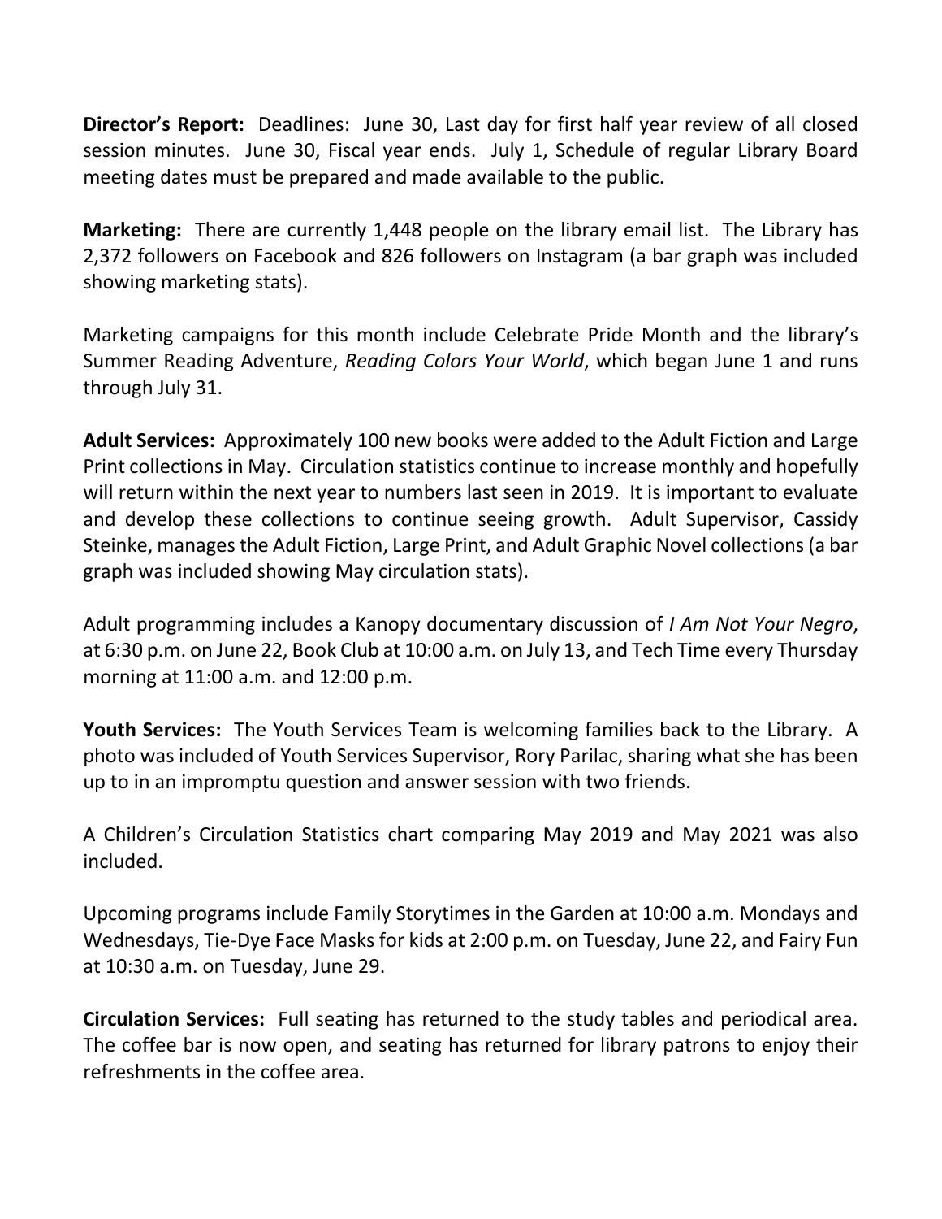**Director's Report:** Deadlines: June 30, Last day for first half year review of all closed session minutes. June 30, Fiscal year ends. July 1, Schedule of regular Library Board meeting dates must be prepared and made available to the public.

**Marketing:** There are currently 1,448 people on the library email list. The Library has 2,372 followers on Facebook and 826 followers on Instagram (a bar graph was included showing marketing stats).

Marketing campaigns for this month include Celebrate Pride Month and the library's Summer Reading Adventure, *Reading Colors Your World*, which began June 1 and runs through July 31.

**Adult Services:** Approximately 100 new books were added to the Adult Fiction and Large Print collections in May. Circulation statistics continue to increase monthly and hopefully will return within the next year to numbers last seen in 2019. It is important to evaluate and develop these collections to continue seeing growth. Adult Supervisor, Cassidy Steinke, manages the Adult Fiction, Large Print, and Adult Graphic Novel collections (a bar graph was included showing May circulation stats).

Adult programming includes a Kanopy documentary discussion of *I Am Not Your Negro*, at 6:30 p.m. on June 22, Book Club at 10:00 a.m. on July 13, and Tech Time every Thursday morning at 11:00 a.m. and 12:00 p.m.

**Youth Services:** The Youth Services Team is welcoming families back to the Library. A photo was included of Youth Services Supervisor, Rory Parilac, sharing what she has been up to in an impromptu question and answer session with two friends.

A Children's Circulation Statistics chart comparing May 2019 and May 2021 was also included.

Upcoming programs include Family Storytimes in the Garden at 10:00 a.m. Mondays and Wednesdays, Tie-Dye Face Masks for kids at 2:00 p.m. on Tuesday, June 22, and Fairy Fun at 10:30 a.m. on Tuesday, June 29.

**Circulation Services:** Full seating has returned to the study tables and periodical area. The coffee bar is now open, and seating has returned for library patrons to enjoy their refreshments in the coffee area.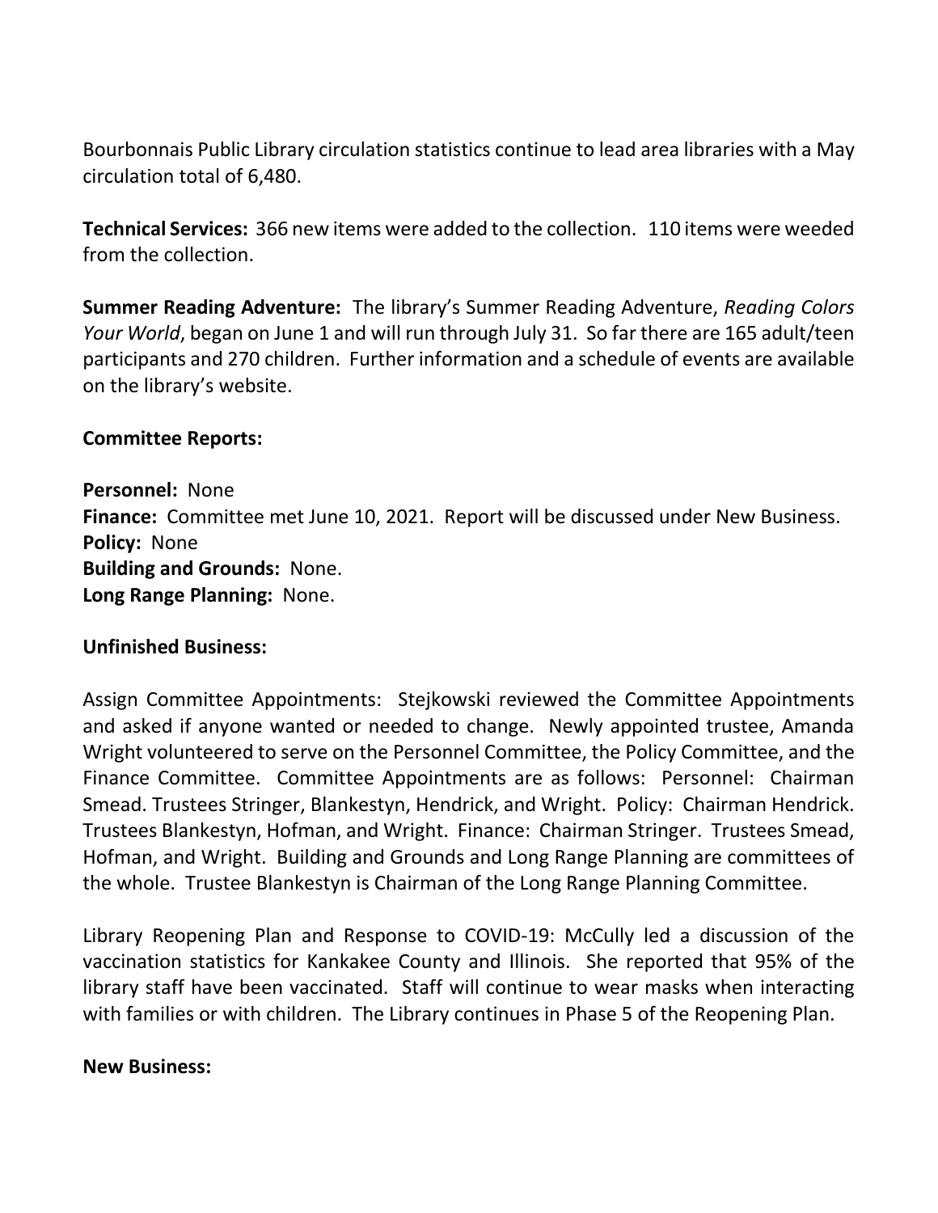Bourbonnais Public Library circulation statistics continue to lead area libraries with a May circulation total of 6,480.

**Technical Services:** 366 new items were added to the collection. 110 items were weeded from the collection.

**Summer Reading Adventure:** The library's Summer Reading Adventure, *Reading Colors Your World*, began on June 1 and will run through July 31. So far there are 165 adult/teen participants and 270 children. Further information and a schedule of events are available on the library's website.

**Committee Reports:**

**Personnel:** None
**Finance:** Committee met June 10, 2021. Report will be discussed under New Business.
**Policy:** None
**Building and Grounds:** None.
**Long Range Planning:** None.

**Unfinished Business:**

Assign Committee Appointments: Stejkowski reviewed the Committee Appointments and asked if anyone wanted or needed to change. Newly appointed trustee, Amanda Wright volunteered to serve on the Personnel Committee, the Policy Committee, and the Finance Committee. Committee Appointments are as follows: Personnel: Chairman Smead. Trustees Stringer, Blankestyn, Hendrick, and Wright. Policy: Chairman Hendrick. Trustees Blankestyn, Hofman, and Wright. Finance: Chairman Stringer. Trustees Smead, Hofman, and Wright. Building and Grounds and Long Range Planning are committees of the whole. Trustee Blankestyn is Chairman of the Long Range Planning Committee.

Library Reopening Plan and Response to COVID-19: McCully led a discussion of the vaccination statistics for Kankakee County and Illinois. She reported that 95% of the library staff have been vaccinated. Staff will continue to wear masks when interacting with families or with children. The Library continues in Phase 5 of the Reopening Plan.

**New Business:**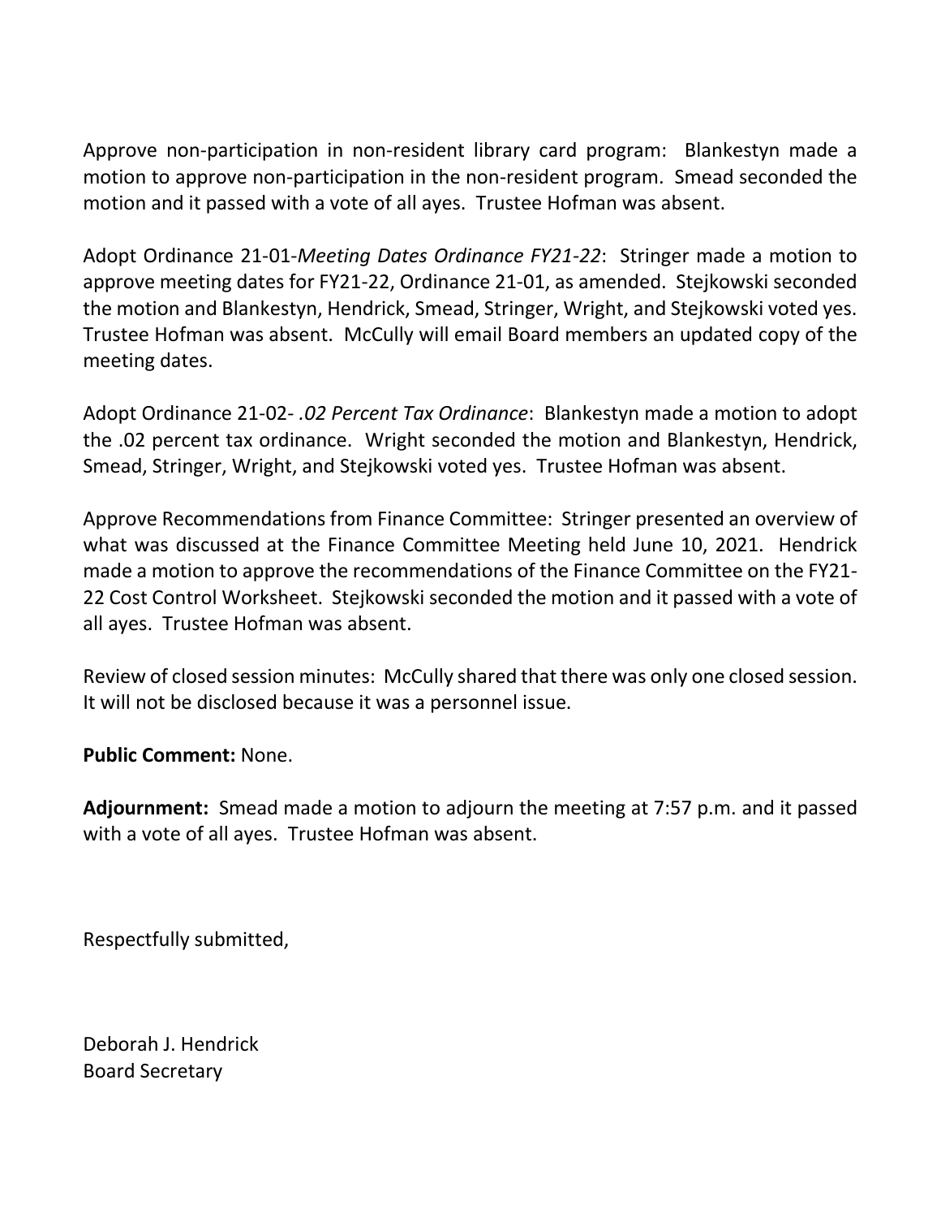Approve non-participation in non-resident library card program: Blankestyn made a motion to approve non-participation in the non-resident program. Smead seconded the motion and it passed with a vote of all ayes. Trustee Hofman was absent.

Adopt Ordinance 21-01-*Meeting Dates Ordinance FY21-22*: Stringer made a motion to approve meeting dates for FY21-22, Ordinance 21-01, as amended. Stejkowski seconded the motion and Blankestyn, Hendrick, Smead, Stringer, Wright, and Stejkowski voted yes. Trustee Hofman was absent. McCully will email Board members an updated copy of the meeting dates.

Adopt Ordinance 21-02- *.02 Percent Tax Ordinance*: Blankestyn made a motion to adopt the .02 percent tax ordinance. Wright seconded the motion and Blankestyn, Hendrick, Smead, Stringer, Wright, and Stejkowski voted yes. Trustee Hofman was absent.

Approve Recommendations from Finance Committee: Stringer presented an overview of what was discussed at the Finance Committee Meeting held June 10, 2021. Hendrick made a motion to approve the recommendations of the Finance Committee on the FY21-22 Cost Control Worksheet. Stejkowski seconded the motion and it passed with a vote of all ayes. Trustee Hofman was absent.

Review of closed session minutes: McCully shared that there was only one closed session. It will not be disclosed because it was a personnel issue.

**Public Comment:** None.

**Adjournment:** Smead made a motion to adjourn the meeting at 7:57 p.m. and it passed with a vote of all ayes. Trustee Hofman was absent.

Respectfully submitted,

Deborah J. Hendrick
Board Secretary